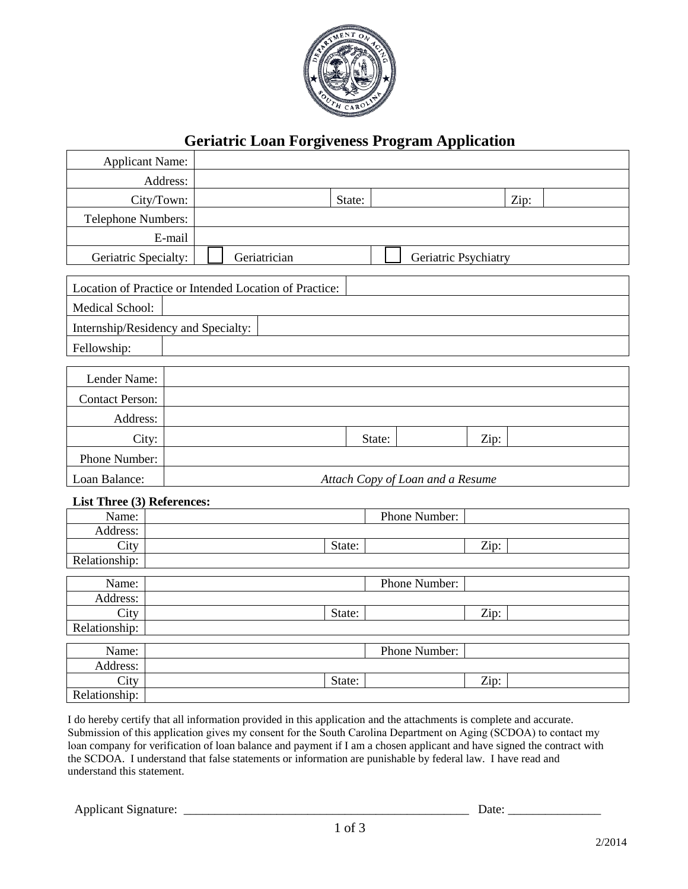# Geriatric Loan Forgiveness Program Application

| | | | | | |
|---|---|---|---|---|---|
| Applicant Name: | | | | | |
| Address: | | | | | |
| City/Town: | | State: | | Zip: | |
| Telephone Numbers: | | | | | |
| E-mail | | | | | |
| Geriatric Specialty: | ☐ Geriatrician | | ☐ Geriatric Psychiatry | | |

| | |
|---|---|
| Location of Practice or Intended Location of Practice: | |
| Medical School: | |
| Internship/Residency and Specialty: | |
| Fellowship: | |

| | | | | | |
|---|---|---|---|---|---|
| Lender Name: | | | | | |
| Contact Person: | | | | | |
| Address: | | | | | |
| City: | | State: | | Zip: | |
| Phone Number: | | | | | |
| Loan Balance: | *Attach Copy of Loan and a Resume* | | | | |

**List Three (3) References:**

| | | | | | |
|---|---|---|---|---|---|
| Name: | | Phone Number: | | | |
| Address: | | | | | |
| City | | State: | | Zip: | |
| Relationship: | | | | | |

| | | | | | |
|---|---|---|---|---|---|
| Name: | | Phone Number: | | | |
| Address: | | | | | |
| City | | State: | | Zip: | |
| Relationship: | | | | | |

| | | | | | |
|---|---|---|---|---|---|
| Name: | | Phone Number: | | | |
| Address: | | | | | |
| City | | State: | | Zip: | |
| Relationship: | | | | | |

I do hereby certify that all information provided in this application and the attachments is complete and accurate. Submission of this application gives my consent for the South Carolina Department on Aging (SCDOA) to contact my loan company for verification of loan balance and payment if I am a chosen applicant and have signed the contract with the SCDOA. I understand that false statements or information are punishable by federal law. I have read and understand this statement.

Applicant Signature: ________________________________________________ Date: _______________

2/2014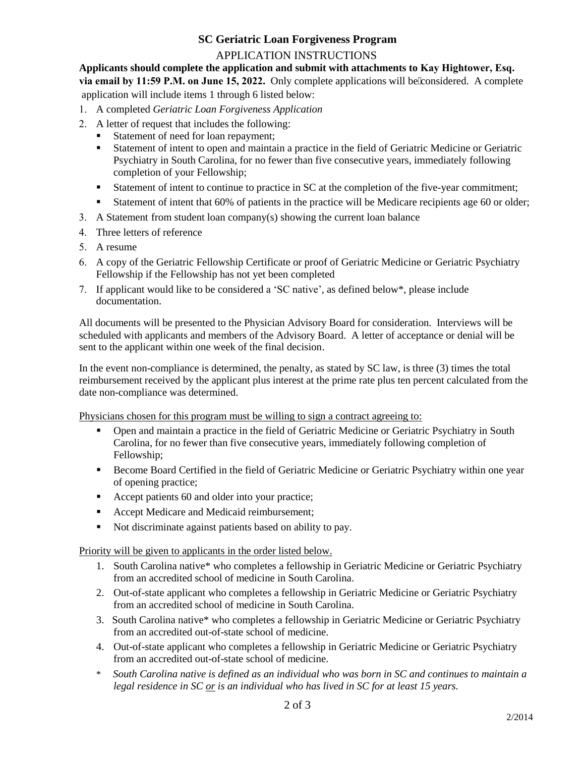# SC Geriatric Loan Forgiveness Program

## APPLICATION INSTRUCTIONS

**Applicants should complete the application and submit with attachments to Kay Hightower, Esq. via email by 11:59 P.M. on June 15, 2022.** Only complete applications will be considered. A complete application will include items 1 through 6 listed below:

1. A completed *Geriatric Loan Forgiveness Application*
2. A letter of request that includes the following:
   - Statement of need for loan repayment;
   - Statement of intent to open and maintain a practice in the field of Geriatric Medicine or Geriatric Psychiatry in South Carolina, for no fewer than five consecutive years, immediately following completion of your Fellowship;
   - Statement of intent to continue to practice in SC at the completion of the five-year commitment;
   - Statement of intent that 60% of patients in the practice will be Medicare recipients age 60 or older;
3. A Statement from student loan company(s) showing the current loan balance
4. Three letters of reference
5. A resume
6. A copy of the Geriatric Fellowship Certificate or proof of Geriatric Medicine or Geriatric Psychiatry Fellowship if the Fellowship has not yet been completed
7. If applicant would like to be considered a 'SC native', as defined below*, please include documentation.

All documents will be presented to the Physician Advisory Board for consideration. Interviews will be scheduled with applicants and members of the Advisory Board. A letter of acceptance or denial will be sent to the applicant within one week of the final decision.

In the event non-compliance is determined, the penalty, as stated by SC law, is three (3) times the total reimbursement received by the applicant plus interest at the prime rate plus ten percent calculated from the date non-compliance was determined.

<u>Physicians chosen for this program must be willing to sign a contract agreeing to:</u>

- Open and maintain a practice in the field of Geriatric Medicine or Geriatric Psychiatry in South Carolina, for no fewer than five consecutive years, immediately following completion of Fellowship;
- Become Board Certified in the field of Geriatric Medicine or Geriatric Psychiatry within one year of opening practice;
- Accept patients 60 and older into your practice;
- Accept Medicare and Medicaid reimbursement;
- Not discriminate against patients based on ability to pay.

<u>Priority will be given to applicants in the order listed below.</u>

1. South Carolina native* who completes a fellowship in Geriatric Medicine or Geriatric Psychiatry from an accredited school of medicine in South Carolina.
2. Out-of-state applicant who completes a fellowship in Geriatric Medicine or Geriatric Psychiatry from an accredited school of medicine in South Carolina.
3. South Carolina native* who completes a fellowship in Geriatric Medicine or Geriatric Psychiatry from an accredited out-of-state school of medicine.
4. Out-of-state applicant who completes a fellowship in Geriatric Medicine or Geriatric Psychiatry from an accredited out-of-state school of medicine.

\* *South Carolina native is defined as an individual who was born in SC and continues to maintain a legal residence in SC <u>or</u> is an individual who has lived in SC for at least 15 years.*

2/2014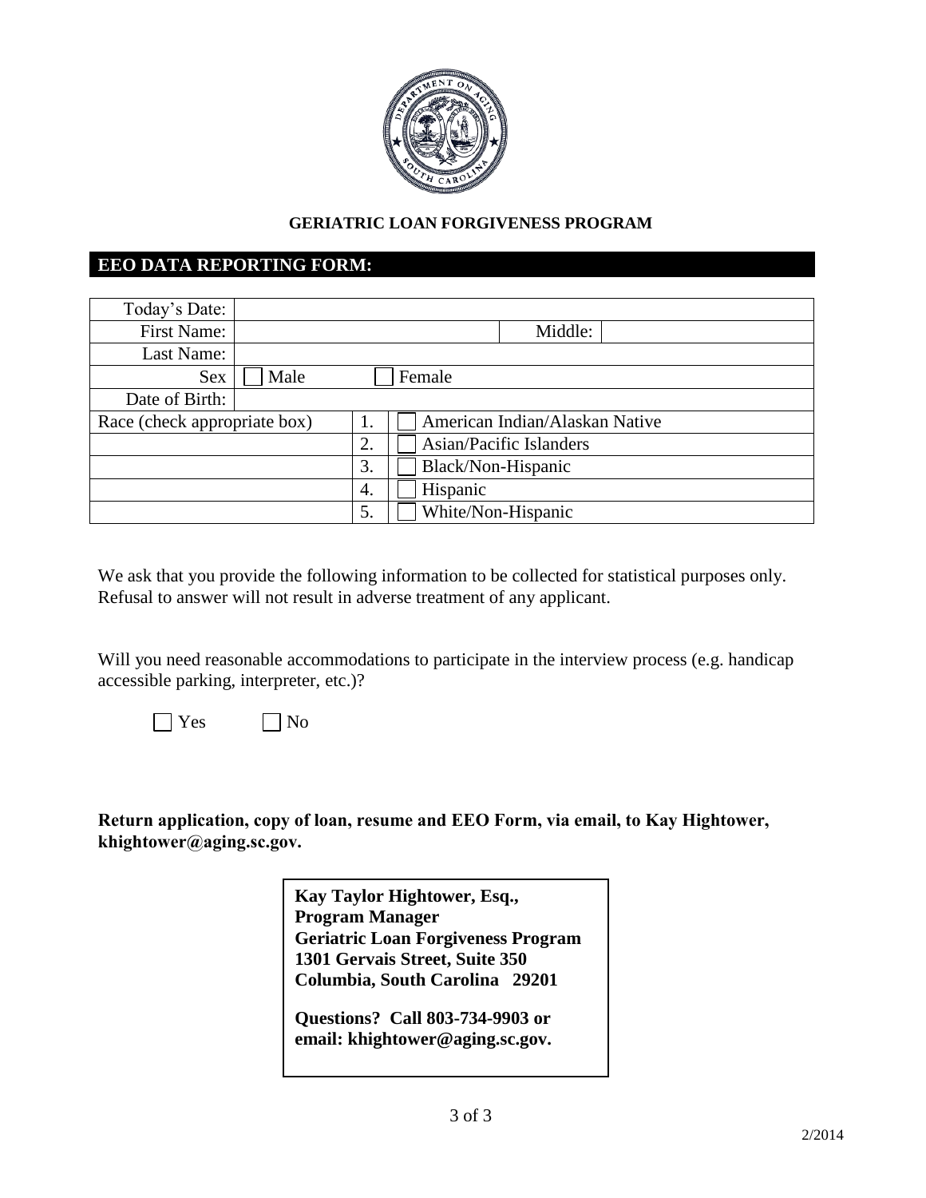**GERIATRIC LOAN FORGIVENESS PROGRAM**

## EEO DATA REPORTING FORM:

| | | | |
|---|---|---|---|
| Today's Date: | | | |
| First Name: | | Middle: | |
| Last Name: | | | |
| Sex | ☐ Male ☐ Female | | |
| Date of Birth: | | | |
| Race (check appropriate box) | 1. | ☐ American Indian/Alaskan Native | |
| | 2. | ☐ Asian/Pacific Islanders | |
| | 3. | ☐ Black/Non-Hispanic | |
| | 4. | ☐ Hispanic | |
| | 5. | ☐ White/Non-Hispanic | |

We ask that you provide the following information to be collected for statistical purposes only. Refusal to answer will not result in adverse treatment of any applicant.

Will you need reasonable accommodations to participate in the interview process (e.g. handicap accessible parking, interpreter, etc.)?

☐ Yes ☐ No

**Return application, copy of loan, resume and EEO Form, via email, to Kay Hightower, khightower@aging.sc.gov.**

**Kay Taylor Hightower, Esq.,**
**Program Manager**
**Geriatric Loan Forgiveness Program**
**1301 Gervais Street, Suite 350**
**Columbia, South Carolina 29201**

**Questions? Call 803-734-9903 or email: khightower@aging.sc.gov.**

2/2014